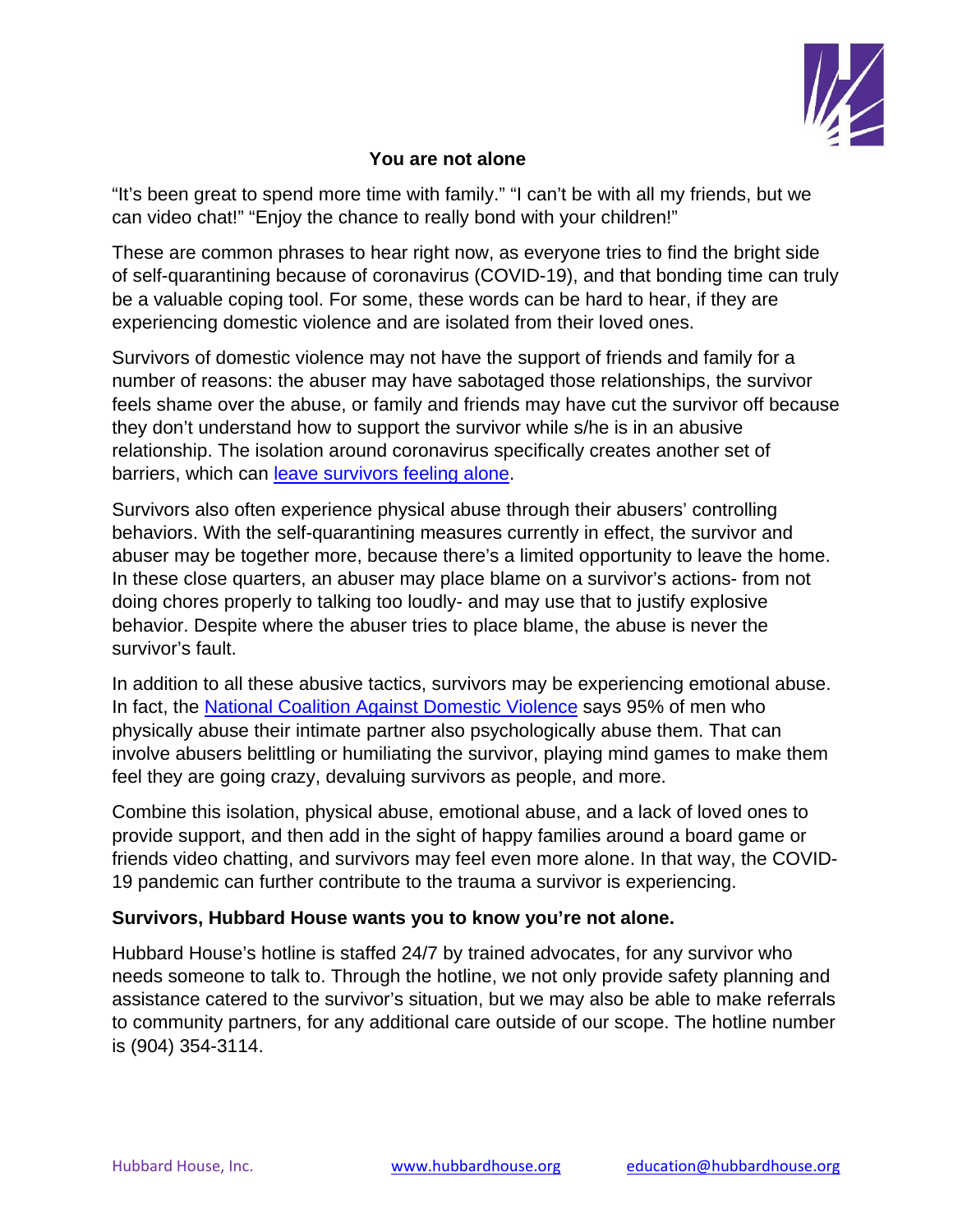# You are not alone

"It's been great to spend more time with family." "I can't be with all my friends, but we can video chat!" "Enjoy the chance to really bond with your children!"

These are common phrases to hear right now, as everyone tries to find the bright side of self-quarantining because of coronavirus (COVID-19), and that bonding time can truly be a valuable coping tool. For some, these words can be hard to hear, if they are experiencing domestic violence and are isolated from their loved ones.

Survivors of domestic violence may not have the support of friends and family for a number of reasons: the abuser may have sabotaged those relationships, the survivor feels shame over the abuse, or family and friends may have cut the survivor off because they don't understand how to support the survivor while s/he is in an abusive relationship. The isolation around coronavirus specifically creates another set of barriers, which can leave survivors feeling alone.

Survivors also often experience physical abuse through their abusers' controlling behaviors. With the self-quarantining measures currently in effect, the survivor and abuser may be together more, because there's a limited opportunity to leave the home. In these close quarters, an abuser may place blame on a survivor's actions- from not doing chores properly to talking too loudly- and may use that to justify explosive behavior. Despite where the abuser tries to place blame, the abuse is never the survivor's fault.

In addition to all these abusive tactics, survivors may be experiencing emotional abuse. In fact, the National Coalition Against Domestic Violence says 95% of men who physically abuse their intimate partner also psychologically abuse them. That can involve abusers belittling or humiliating the survivor, playing mind games to make them feel they are going crazy, devaluing survivors as people, and more.

Combine this isolation, physical abuse, emotional abuse, and a lack of loved ones to provide support, and then add in the sight of happy families around a board game or friends video chatting, and survivors may feel even more alone. In that way, the COVID-19 pandemic can further contribute to the trauma a survivor is experiencing.

**Survivors, Hubbard House wants you to know you're not alone.**

Hubbard House's hotline is staffed 24/7 by trained advocates, for any survivor who needs someone to talk to. Through the hotline, we not only provide safety planning and assistance catered to the survivor's situation, but we may also be able to make referrals to community partners, for any additional care outside of our scope. The hotline number is (904) 354-3114.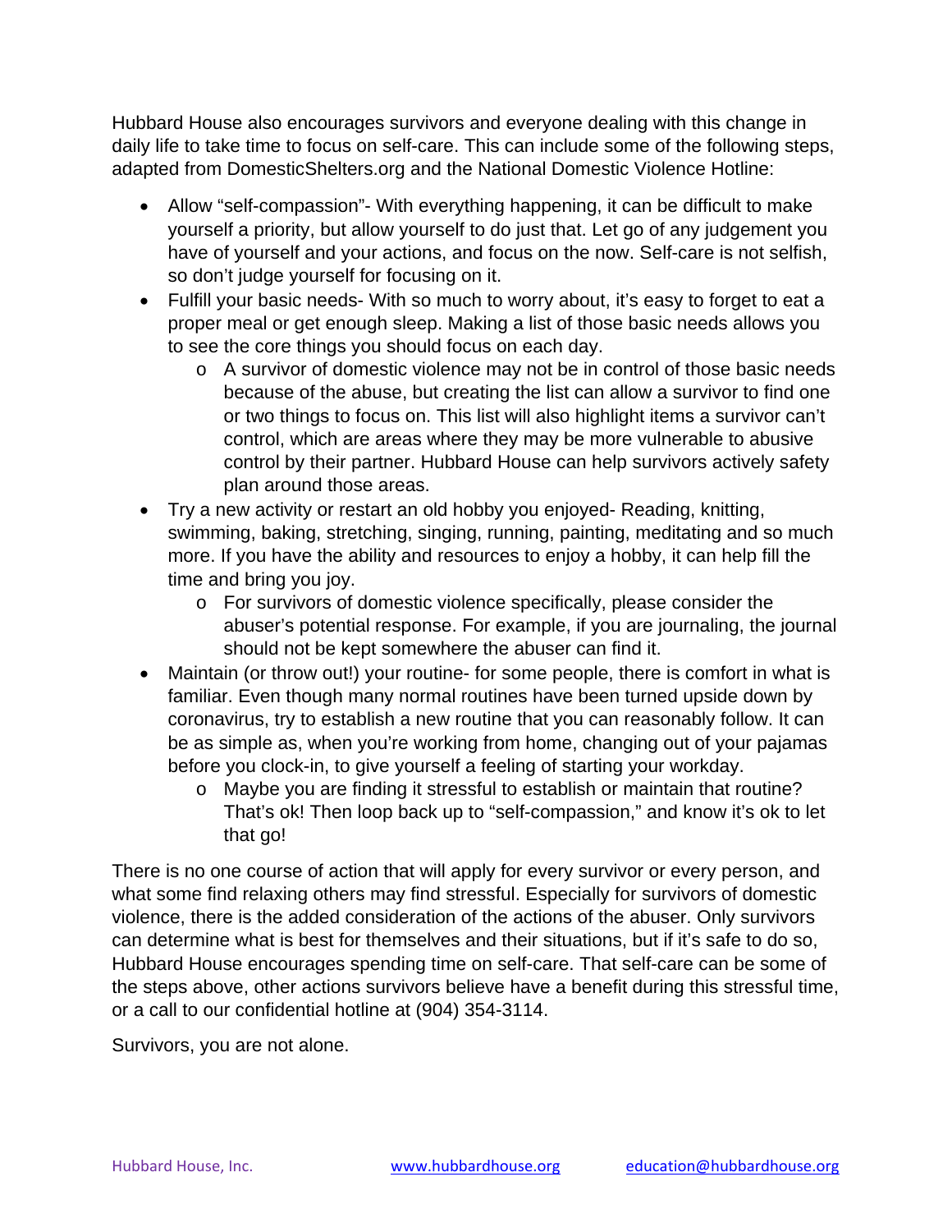Hubbard House also encourages survivors and everyone dealing with this change in daily life to take time to focus on self-care. This can include some of the following steps, adapted from DomesticShelters.org and the National Domestic Violence Hotline:

- Allow “self-compassion”- With everything happening, it can be difficult to make yourself a priority, but allow yourself to do just that. Let go of any judgement you have of yourself and your actions, and focus on the now. Self-care is not selfish, so don’t judge yourself for focusing on it.
- Fulfill your basic needs- With so much to worry about, it’s easy to forget to eat a proper meal or get enough sleep. Making a list of those basic needs allows you to see the core things you should focus on each day.
    - A survivor of domestic violence may not be in control of those basic needs because of the abuse, but creating the list can allow a survivor to find one or two things to focus on. This list will also highlight items a survivor can’t control, which are areas where they may be more vulnerable to abusive control by their partner. Hubbard House can help survivors actively safety plan around those areas.
- Try a new activity or restart an old hobby you enjoyed- Reading, knitting, swimming, baking, stretching, singing, running, painting, meditating and so much more. If you have the ability and resources to enjoy a hobby, it can help fill the time and bring you joy.
    - For survivors of domestic violence specifically, please consider the abuser’s potential response. For example, if you are journaling, the journal should not be kept somewhere the abuser can find it.
- Maintain (or throw out!) your routine- for some people, there is comfort in what is familiar. Even though many normal routines have been turned upside down by coronavirus, try to establish a new routine that you can reasonably follow. It can be as simple as, when you’re working from home, changing out of your pajamas before you clock-in, to give yourself a feeling of starting your workday.
    - Maybe you are finding it stressful to establish or maintain that routine? That’s ok! Then loop back up to “self-compassion,” and know it’s ok to let that go!

There is no one course of action that will apply for every survivor or every person, and what some find relaxing others may find stressful. Especially for survivors of domestic violence, there is the added consideration of the actions of the abuser. Only survivors can determine what is best for themselves and their situations, but if it’s safe to do so, Hubbard House encourages spending time on self-care. That self-care can be some of the steps above, other actions survivors believe have a benefit during this stressful time, or a call to our confidential hotline at (904) 354-3114.

Survivors, you are not alone.